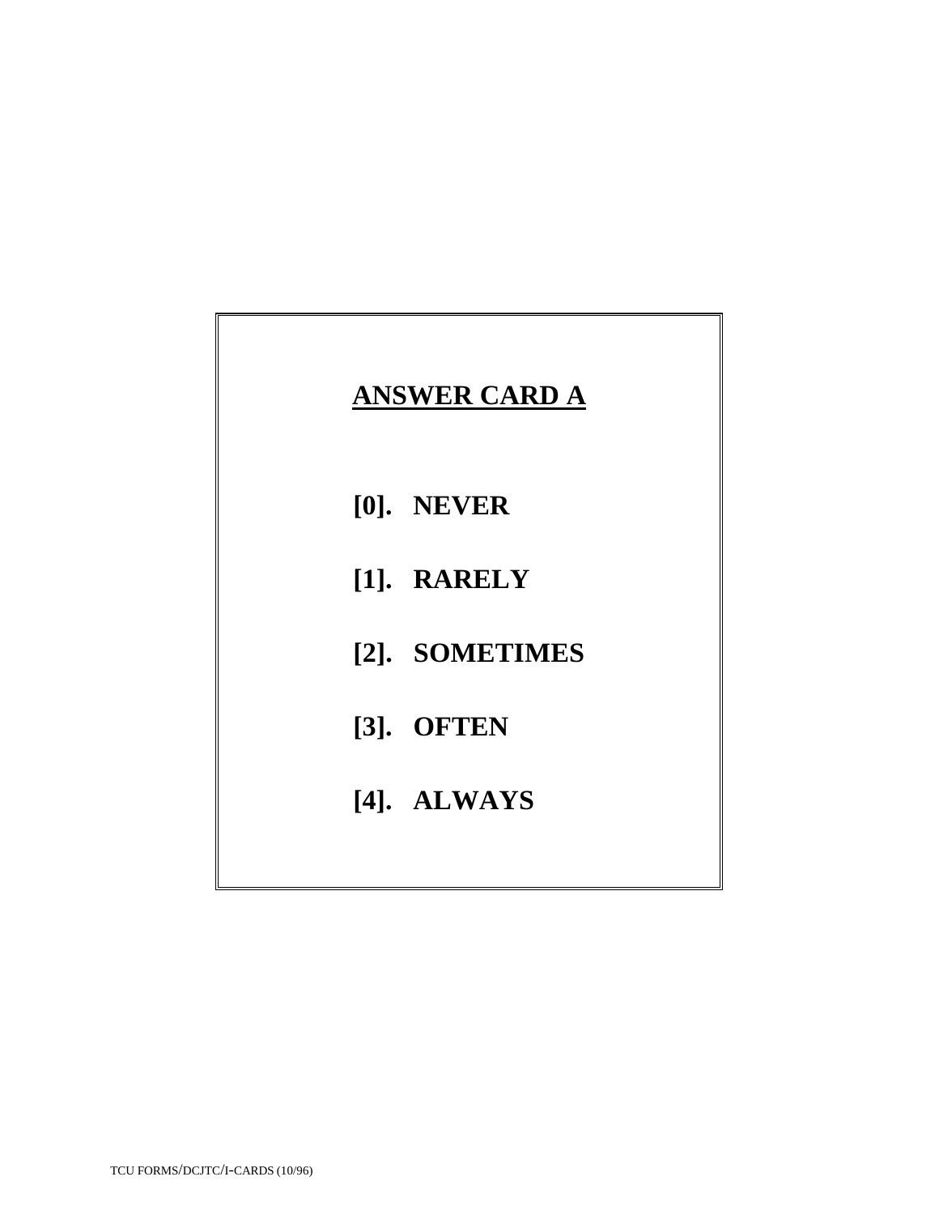# ANSWER CARD A

**[0]. NEVER**

**[1]. RARELY**

**[2]. SOMETIMES**

**[3]. OFTEN**

**[4]. ALWAYS**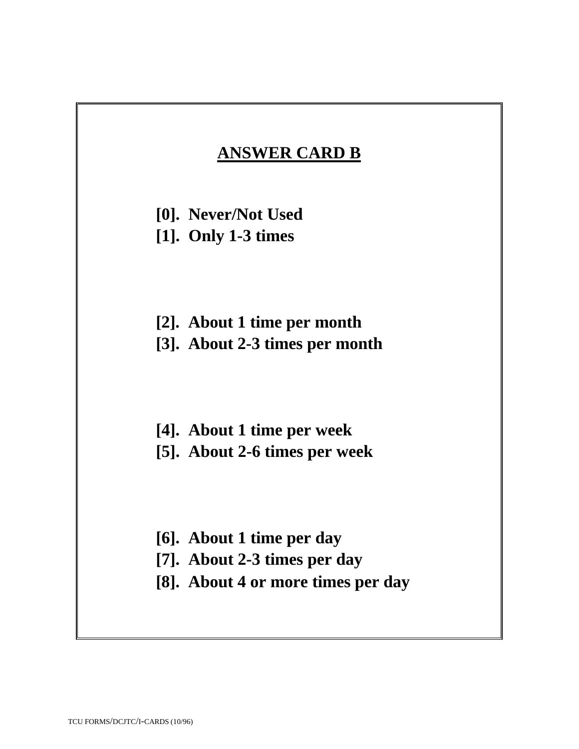## ANSWER CARD B

[0]. Never/Not Used
[1]. Only 1-3 times

[2]. About 1 time per month
[3]. About 2-3 times per month

[4]. About 1 time per week
[5]. About 2-6 times per week

[6]. About 1 time per day
[7]. About 2-3 times per day
[8]. About 4 or more times per day

TCU FORMS/DCJTC/I-CARDS (10/96)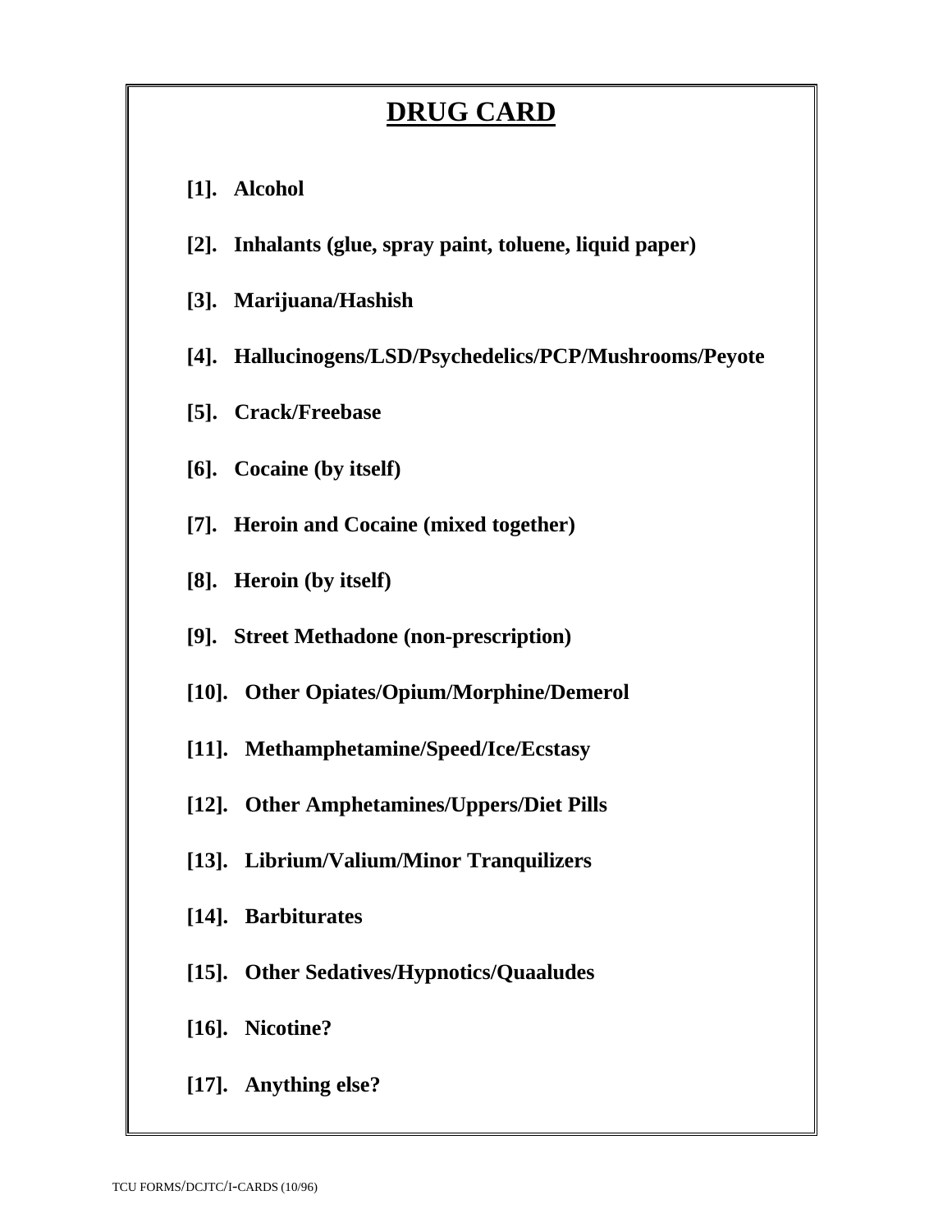# DRUG CARD

**[1]. Alcohol**

**[2]. Inhalants (glue, spray paint, toluene, liquid paper)**

**[3]. Marijuana/Hashish**

**[4]. Hallucinogens/LSD/Psychedelics/PCP/Mushrooms/Peyote**

**[5]. Crack/Freebase**

**[6]. Cocaine (by itself)**

**[7]. Heroin and Cocaine (mixed together)**

**[8]. Heroin (by itself)**

**[9]. Street Methadone (non-prescription)**

**[10]. Other Opiates/Opium/Morphine/Demerol**

**[11]. Methamphetamine/Speed/Ice/Ecstasy**

**[12]. Other Amphetamines/Uppers/Diet Pills**

**[13]. Librium/Valium/Minor Tranquilizers**

**[14]. Barbiturates**

**[15]. Other Sedatives/Hypnotics/Quaaludes**

**[16]. Nicotine?**

**[17]. Anything else?**

TCU FORMS/DCJTC/I-CARDS (10/96)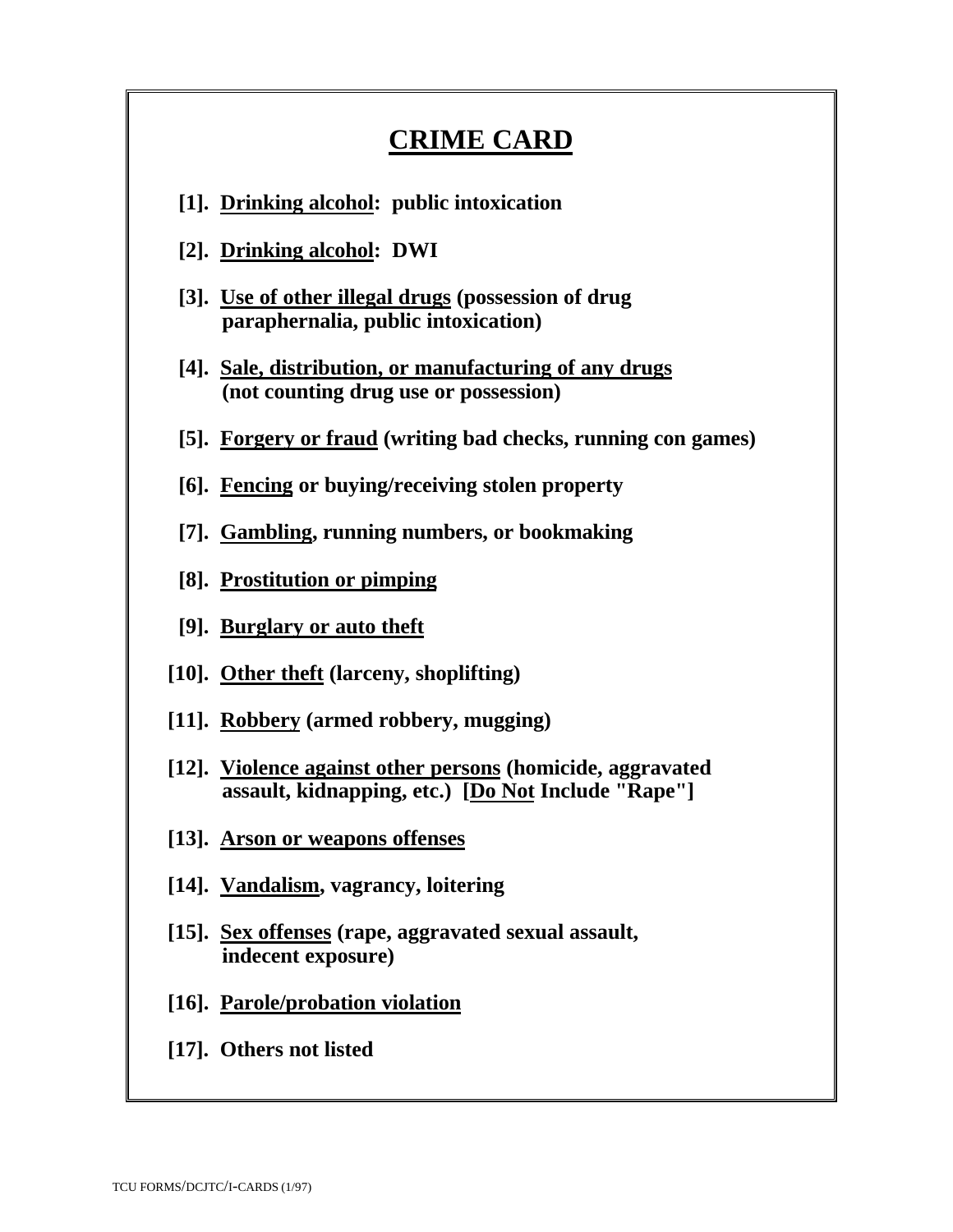# CRIME CARD

**[1]. Drinking alcohol: public intoxication**

**[2]. Drinking alcohol: DWI**

**[3]. Use of other illegal drugs (possession of drug paraphernalia, public intoxication)**

**[4]. Sale, distribution, or manufacturing of any drugs (not counting drug use or possession)**

**[5]. Forgery or fraud (writing bad checks, running con games)**

**[6]. Fencing or buying/receiving stolen property**

**[7]. Gambling, running numbers, or bookmaking**

**[8]. Prostitution or pimping**

**[9]. Burglary or auto theft**

**[10]. Other theft (larceny, shoplifting)**

**[11]. Robbery (armed robbery, mugging)**

**[12]. Violence against other persons (homicide, aggravated assault, kidnapping, etc.) [Do Not Include "Rape"]**

**[13]. Arson or weapons offenses**

**[14]. Vandalism, vagrancy, loitering**

**[15]. Sex offenses (rape, aggravated sexual assault, indecent exposure)**

**[16]. Parole/probation violation**

**[17]. Others not listed**

TCU FORMS/DCJTC/I-CARDS (1/97)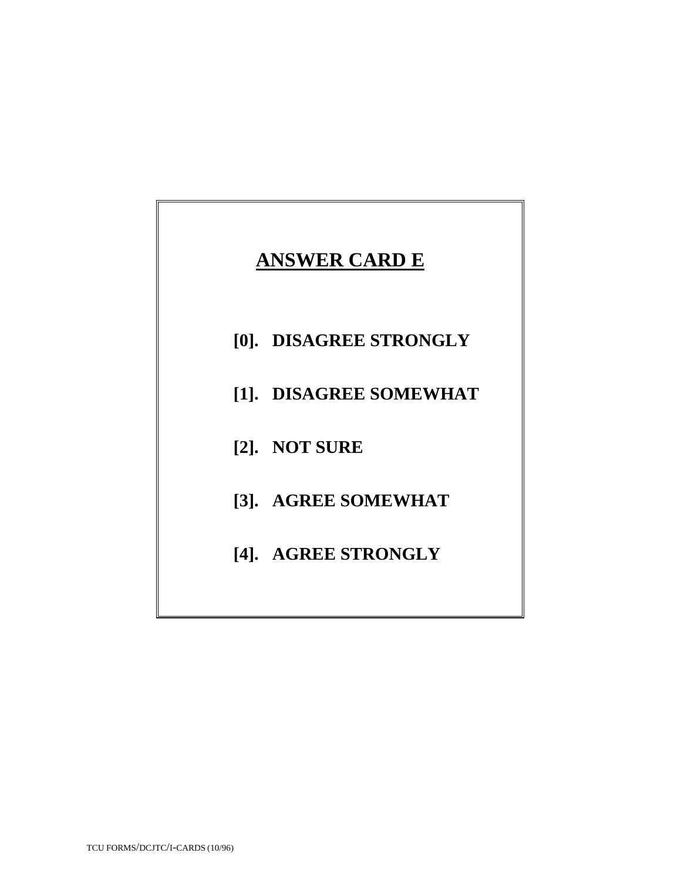# ANSWER CARD E

**[0]. DISAGREE STRONGLY**

**[1]. DISAGREE SOMEWHAT**

**[2]. NOT SURE**

**[3]. AGREE SOMEWHAT**

**[4]. AGREE STRONGLY**

TCU FORMS/DCJTC/I-CARDS (10/96)